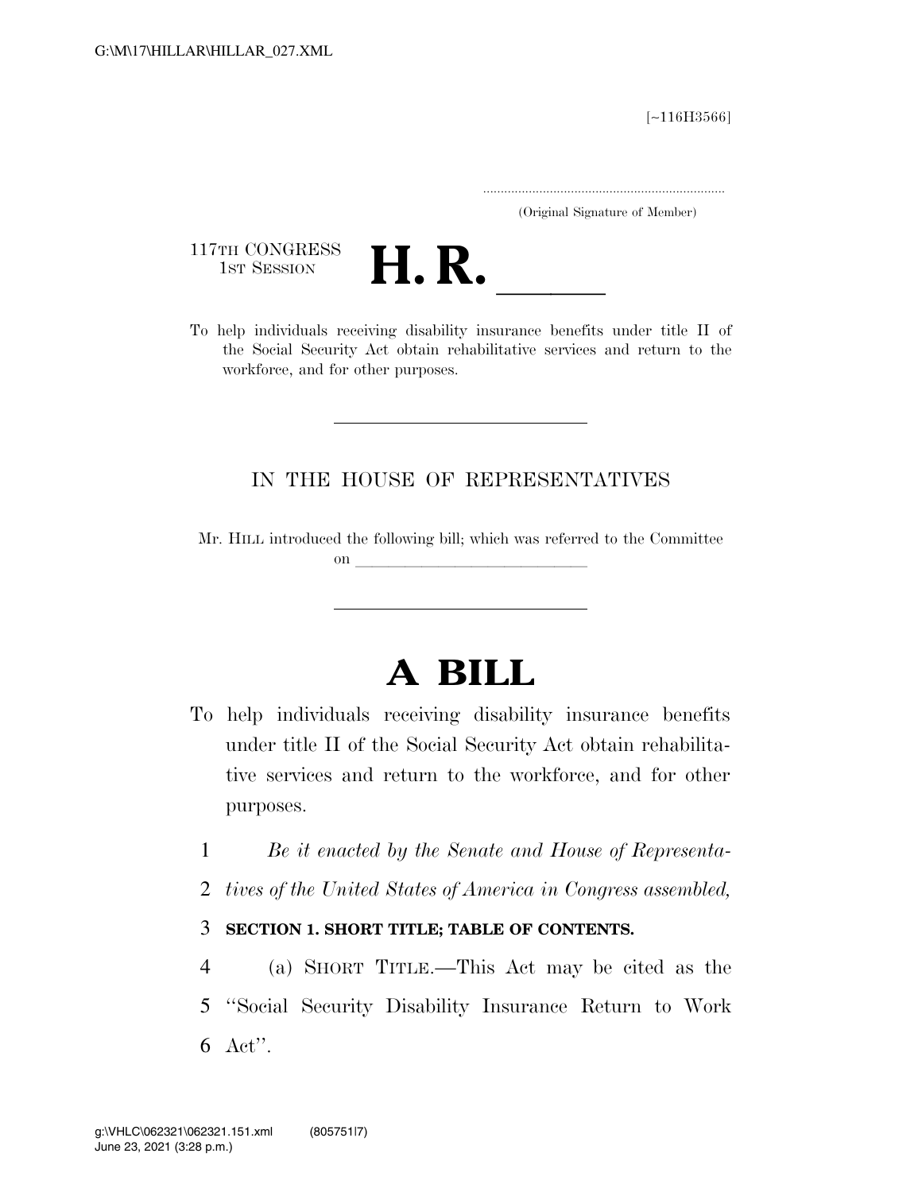[~116H3566]

.....................................................................
(Original Signature of Member)

117TH CONGRESS
1ST SESSION

# H. R. \_\_\_\_\_

To help individuals receiving disability insurance benefits under title II of the Social Security Act obtain rehabilitative services and return to the workforce, and for other purposes.

---

IN THE HOUSE OF REPRESENTATIVES

Mr. HILL introduced the following bill; which was referred to the Committee on \_\_\_\_\_\_\_\_\_\_\_\_\_\_\_\_\_\_\_\_\_\_\_\_\_\_\_\_\_\_\_\_

---

# A BILL

To help individuals receiving disability insurance benefits under title II of the Social Security Act obtain rehabilitative services and return to the workforce, and for other purposes.

1 *Be it enacted by the Senate and House of Representa-*
2 *tives of the United States of America in Congress assembled,*

3 **SECTION 1. SHORT TITLE; TABLE OF CONTENTS.**

4 (a) SHORT TITLE.—This Act may be cited as the
5 "Social Security Disability Insurance Return to Work
6 Act".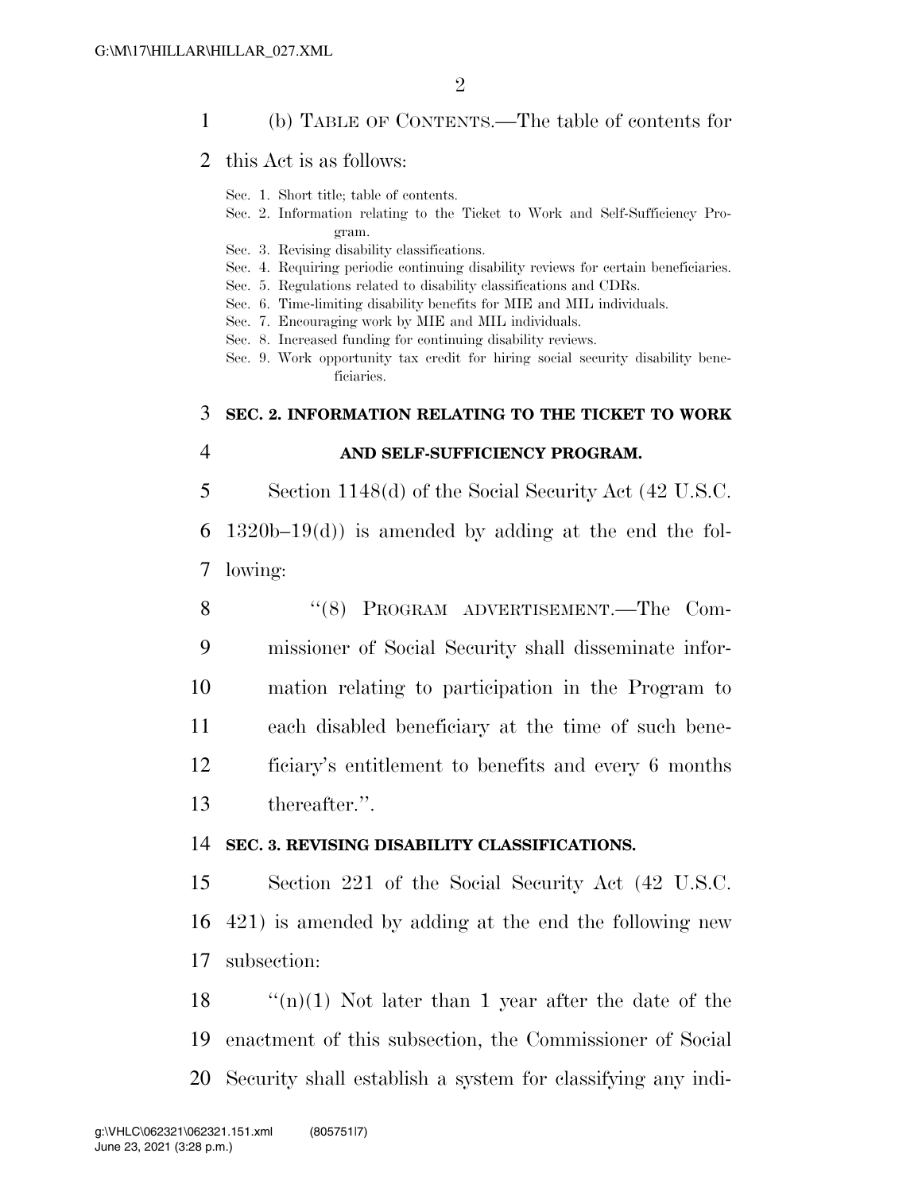(b) TABLE OF CONTENTS.—The table of contents for this Act is as follows:

Sec. 1. Short title; table of contents.
Sec. 2. Information relating to the Ticket to Work and Self-Sufficiency Program.
Sec. 3. Revising disability classifications.
Sec. 4. Requiring periodic continuing disability reviews for certain beneficiaries.
Sec. 5. Regulations related to disability classifications and CDRs.
Sec. 6. Time-limiting disability benefits for MIE and MIL individuals.
Sec. 7. Encouraging work by MIE and MIL individuals.
Sec. 8. Increased funding for continuing disability reviews.
Sec. 9. Work opportunity tax credit for hiring social security disability beneficiaries.

## SEC. 2. INFORMATION RELATING TO THE TICKET TO WORK AND SELF-SUFFICIENCY PROGRAM.

Section 1148(d) of the Social Security Act (42 U.S.C. 1320b–19(d)) is amended by adding at the end the following:

"(8) PROGRAM ADVERTISEMENT.—The Commissioner of Social Security shall disseminate information relating to participation in the Program to each disabled beneficiary at the time of such beneficiary's entitlement to benefits and every 6 months thereafter.".

## SEC. 3. REVISING DISABILITY CLASSIFICATIONS.

Section 221 of the Social Security Act (42 U.S.C. 421) is amended by adding at the end the following new subsection:

"(n)(1) Not later than 1 year after the date of the enactment of this subsection, the Commissioner of Social Security shall establish a system for classifying any indi-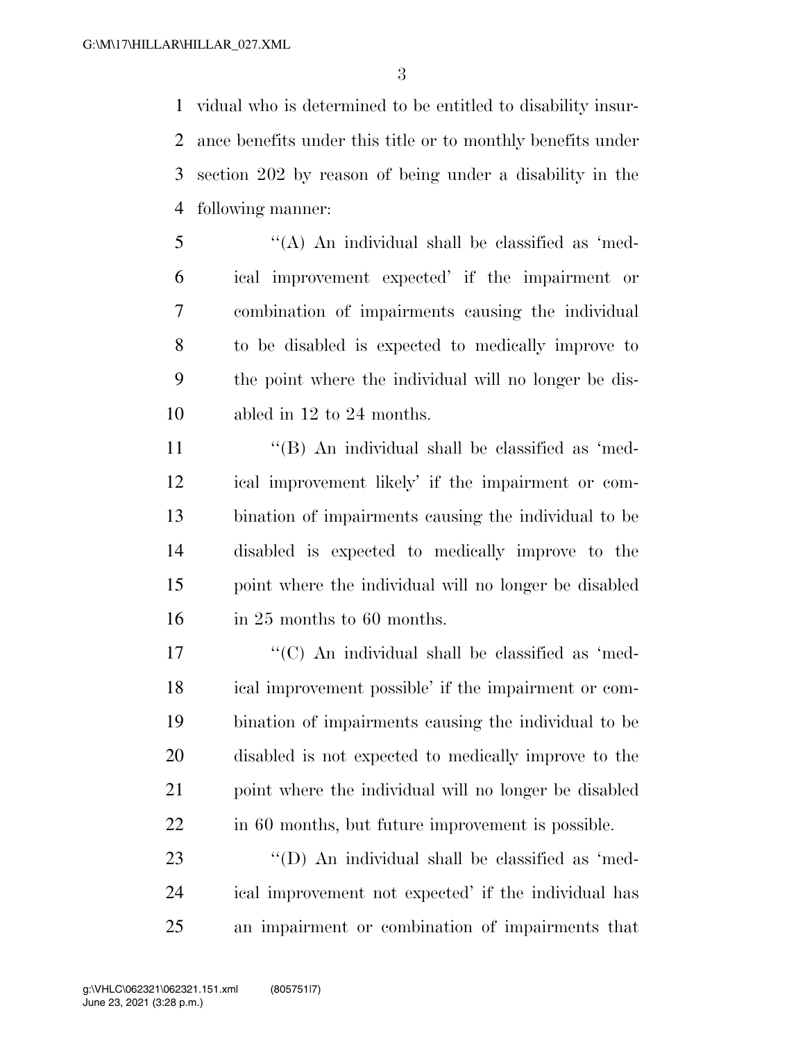vidual who is determined to be entitled to disability insurance benefits under this title or to monthly benefits under section 202 by reason of being under a disability in the following manner:

"(A) An individual shall be classified as 'medical improvement expected' if the impairment or combination of impairments causing the individual to be disabled is expected to medically improve to the point where the individual will no longer be disabled in 12 to 24 months.

"(B) An individual shall be classified as 'medical improvement likely' if the impairment or combination of impairments causing the individual to be disabled is expected to medically improve to the point where the individual will no longer be disabled in 25 months to 60 months.

"(C) An individual shall be classified as 'medical improvement possible' if the impairment or combination of impairments causing the individual to be disabled is not expected to medically improve to the point where the individual will no longer be disabled in 60 months, but future improvement is possible.

"(D) An individual shall be classified as 'medical improvement not expected' if the individual has an impairment or combination of impairments that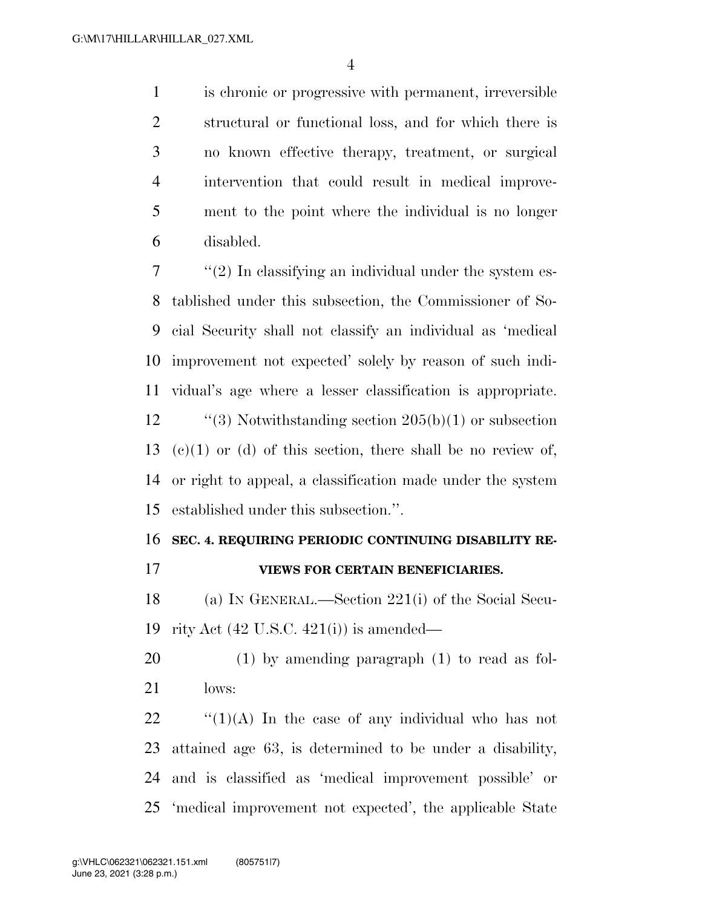is chronic or progressive with permanent, irreversible structural or functional loss, and for which there is no known effective therapy, treatment, or surgical intervention that could result in medical improvement to the point where the individual is no longer disabled.

''(2) In classifying an individual under the system established under this subsection, the Commissioner of Social Security shall not classify an individual as 'medical improvement not expected' solely by reason of such individual's age where a lesser classification is appropriate.

''(3) Notwithstanding section 205(b)(1) or subsection (c)(1) or (d) of this section, there shall be no review of, or right to appeal, a classification made under the system established under this subsection.''.

**SEC. 4. REQUIRING PERIODIC CONTINUING DISABILITY REVIEWS FOR CERTAIN BENEFICIARIES.**

(a) IN GENERAL.—Section 221(i) of the Social Security Act (42 U.S.C. 421(i)) is amended—

(1) by amending paragraph (1) to read as follows:

''(1)(A) In the case of any individual who has not attained age 63, is determined to be under a disability, and is classified as 'medical improvement possible' or 'medical improvement not expected', the applicable State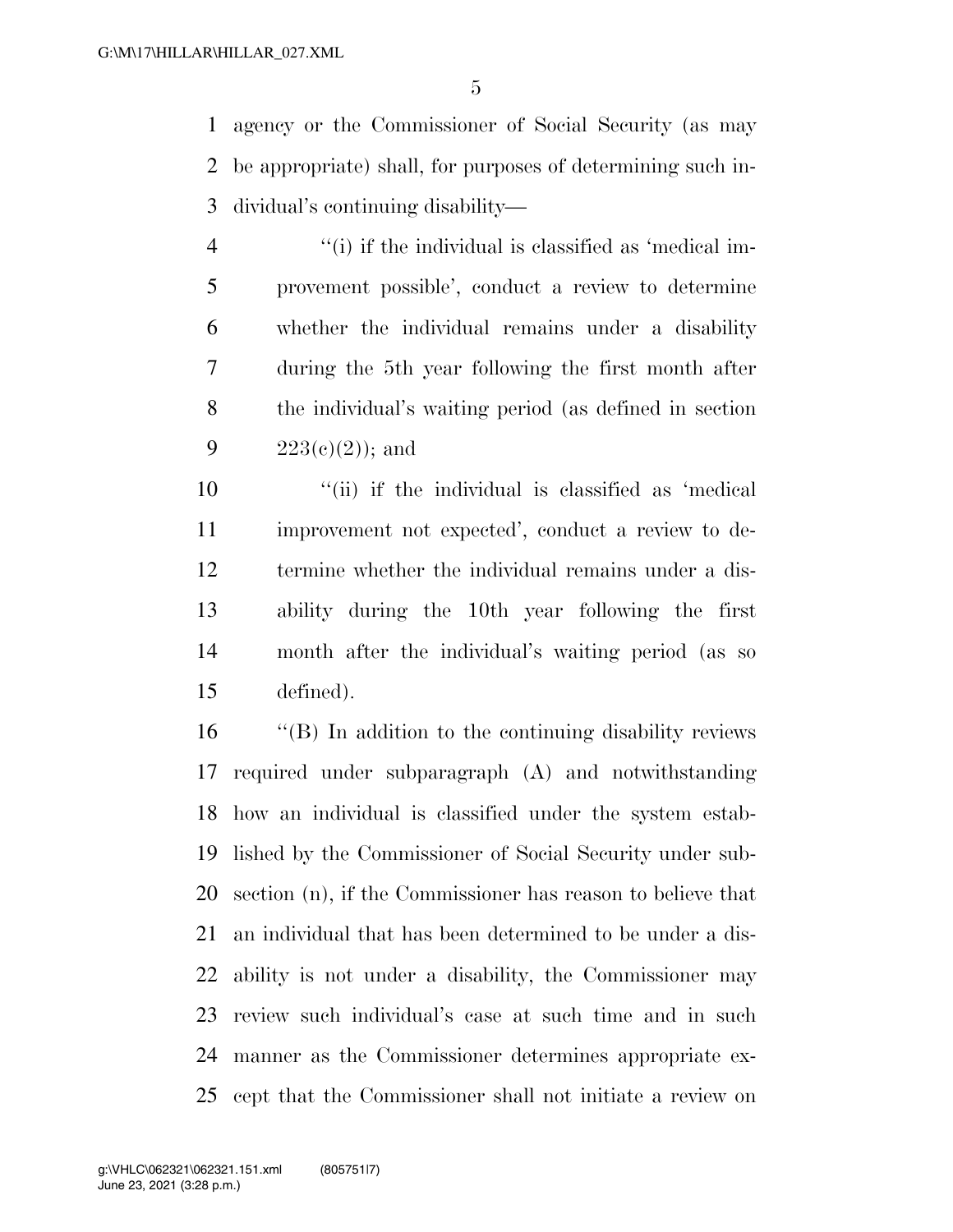agency or the Commissioner of Social Security (as may be appropriate) shall, for purposes of determining such individual's continuing disability—

''(i) if the individual is classified as 'medical improvement possible', conduct a review to determine whether the individual remains under a disability during the 5th year following the first month after the individual's waiting period (as defined in section 223(c)(2)); and

''(ii) if the individual is classified as 'medical improvement not expected', conduct a review to determine whether the individual remains under a disability during the 10th year following the first month after the individual's waiting period (as so defined).

''(B) In addition to the continuing disability reviews required under subparagraph (A) and notwithstanding how an individual is classified under the system established by the Commissioner of Social Security under subsection (n), if the Commissioner has reason to believe that an individual that has been determined to be under a disability is not under a disability, the Commissioner may review such individual's case at such time and in such manner as the Commissioner determines appropriate except that the Commissioner shall not initiate a review on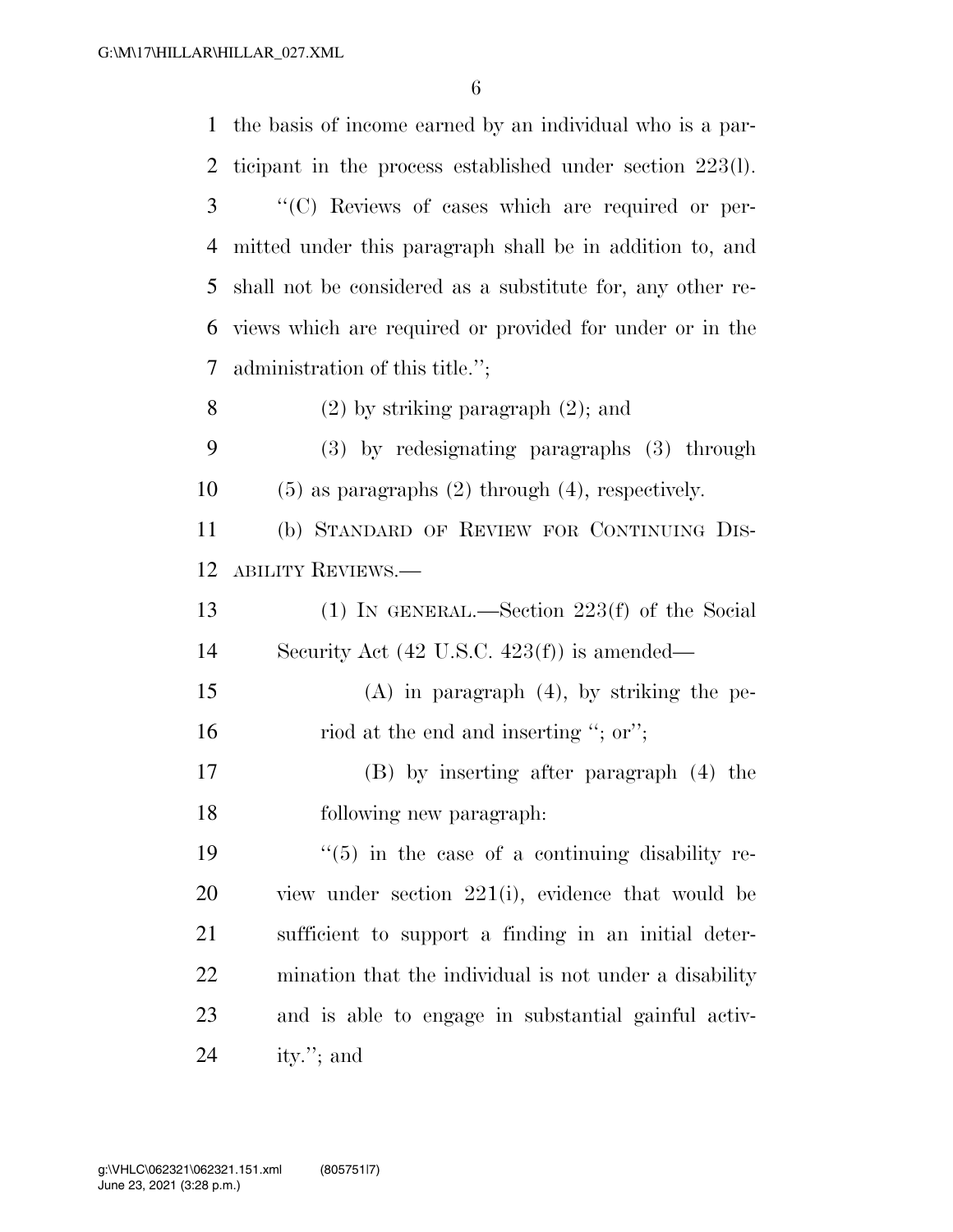the basis of income earned by an individual who is a participant in the process established under section 223(l).

"(C) Reviews of cases which are required or permitted under this paragraph shall be in addition to, and shall not be considered as a substitute for, any other reviews which are required or provided for under or in the administration of this title.";

(2) by striking paragraph (2); and

(3) by redesignating paragraphs (3) through (5) as paragraphs (2) through (4), respectively.

(b) STANDARD OF REVIEW FOR CONTINUING DISABILITY REVIEWS.—

(1) IN GENERAL.—Section 223(f) of the Social Security Act (42 U.S.C. 423(f)) is amended—

(A) in paragraph (4), by striking the period at the end and inserting "; or";

(B) by inserting after paragraph (4) the following new paragraph:

"(5) in the case of a continuing disability review under section 221(i), evidence that would be sufficient to support a finding in an initial determination that the individual is not under a disability and is able to engage in substantial gainful activity."; and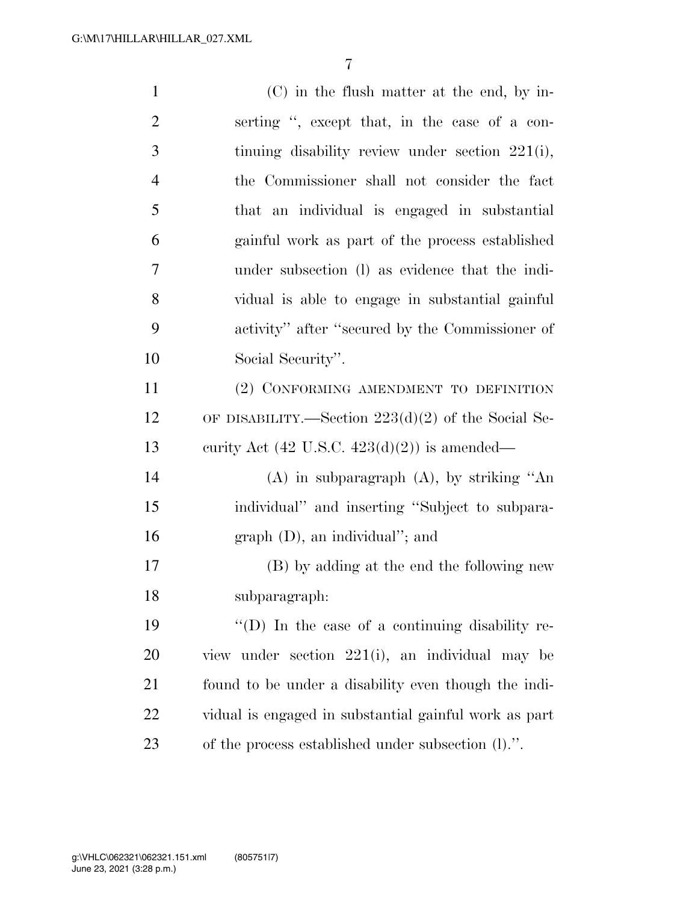(C) in the flush matter at the end, by inserting ", except that, in the case of a continuing disability review under section 221(i), the Commissioner shall not consider the fact that an individual is engaged in substantial gainful work as part of the process established under subsection (l) as evidence that the individual is able to engage in substantial gainful activity" after "secured by the Commissioner of Social Security".

(2) CONFORMING AMENDMENT TO DEFINITION OF DISABILITY.—Section 223(d)(2) of the Social Security Act (42 U.S.C. 423(d)(2)) is amended—

(A) in subparagraph (A), by striking "An individual" and inserting "Subject to subparagraph (D), an individual"; and

(B) by adding at the end the following new subparagraph:

"(D) In the case of a continuing disability review under section 221(i), an individual may be found to be under a disability even though the individual is engaged in substantial gainful work as part of the process established under subsection (l).".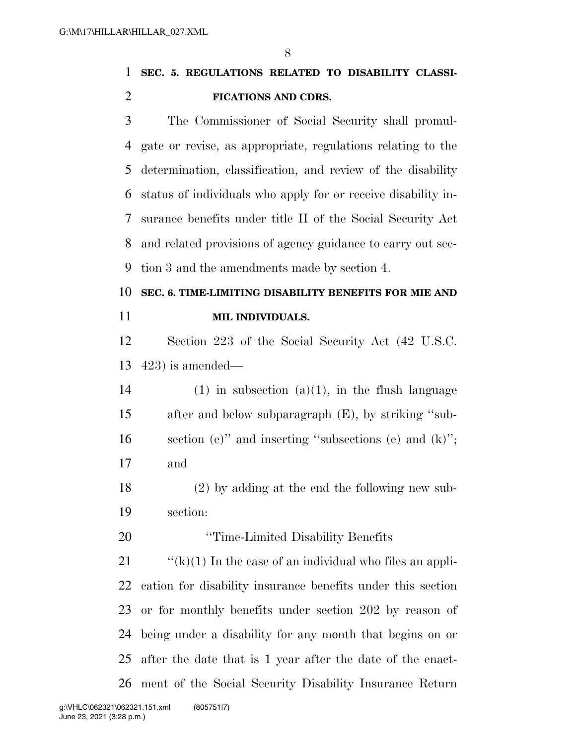**SEC. 5. REGULATIONS RELATED TO DISABILITY CLASSIFICATIONS AND CDRS.**

The Commissioner of Social Security shall promulgate or revise, as appropriate, regulations relating to the determination, classification, and review of the disability status of individuals who apply for or receive disability insurance benefits under title II of the Social Security Act and related provisions of agency guidance to carry out section 3 and the amendments made by section 4.

**SEC. 6. TIME-LIMITING DISABILITY BENEFITS FOR MIE AND MIL INDIVIDUALS.**

Section 223 of the Social Security Act (42 U.S.C. 423) is amended—

(1) in subsection (a)(1), in the flush language after and below subparagraph (E), by striking "subsection (e)" and inserting "subsections (e) and (k)"; and

(2) by adding at the end the following new subsection:

"Time-Limited Disability Benefits

"(k)(1) In the case of an individual who files an application for disability insurance benefits under this section or for monthly benefits under section 202 by reason of being under a disability for any month that begins on or after the date that is 1 year after the date of the enactment of the Social Security Disability Insurance Return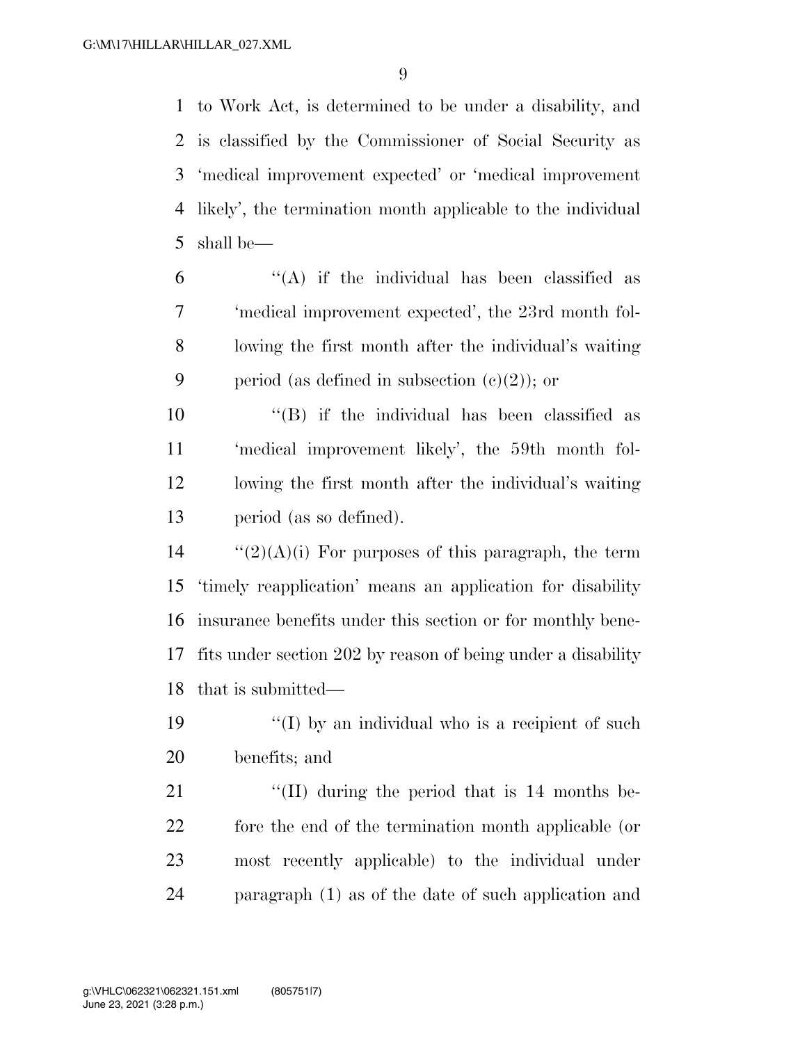to Work Act, is determined to be under a disability, and is classified by the Commissioner of Social Security as 'medical improvement expected' or 'medical improvement likely', the termination month applicable to the individual shall be—

"(A) if the individual has been classified as 'medical improvement expected', the 23rd month following the first month after the individual's waiting period (as defined in subsection (c)(2)); or

"(B) if the individual has been classified as 'medical improvement likely', the 59th month following the first month after the individual's waiting period (as so defined).

"(2)(A)(i) For purposes of this paragraph, the term 'timely reapplication' means an application for disability insurance benefits under this section or for monthly benefits under section 202 by reason of being under a disability that is submitted—

"(I) by an individual who is a recipient of such benefits; and

"(II) during the period that is 14 months before the end of the termination month applicable (or most recently applicable) to the individual under paragraph (1) as of the date of such application and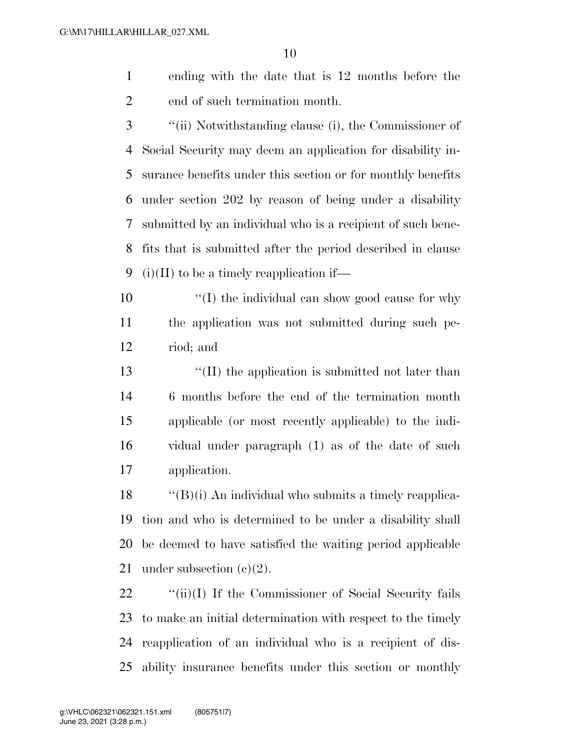ending with the date that is 12 months before the end of such termination month.

''(ii) Notwithstanding clause (i), the Commissioner of Social Security may deem an application for disability insurance benefits under this section or for monthly benefits under section 202 by reason of being under a disability submitted by an individual who is a recipient of such benefits that is submitted after the period described in clause (i)(II) to be a timely reapplication if—

''(I) the individual can show good cause for why the application was not submitted during such period; and

''(II) the application is submitted not later than 6 months before the end of the termination month applicable (or most recently applicable) to the individual under paragraph (1) as of the date of such application.

''(B)(i) An individual who submits a timely reapplication and who is determined to be under a disability shall be deemed to have satisfied the waiting period applicable under subsection (c)(2).

''(ii)(I) If the Commissioner of Social Security fails to make an initial determination with respect to the timely reapplication of an individual who is a recipient of disability insurance benefits under this section or monthly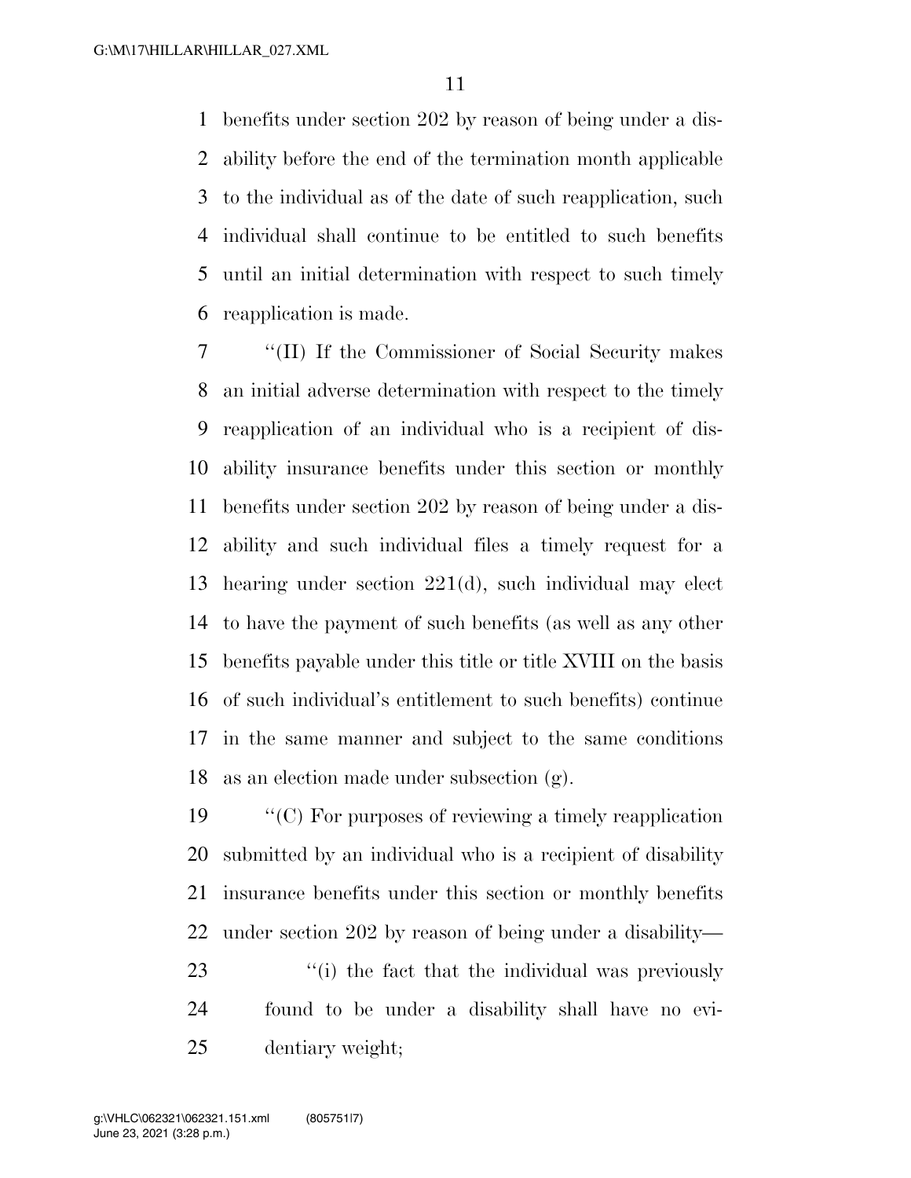benefits under section 202 by reason of being under a disability before the end of the termination month applicable to the individual as of the date of such reapplication, such individual shall continue to be entitled to such benefits until an initial determination with respect to such timely reapplication is made.

"(II) If the Commissioner of Social Security makes an initial adverse determination with respect to the timely reapplication of an individual who is a recipient of disability insurance benefits under this section or monthly benefits under section 202 by reason of being under a disability and such individual files a timely request for a hearing under section 221(d), such individual may elect to have the payment of such benefits (as well as any other benefits payable under this title or title XVIII on the basis of such individual's entitlement to such benefits) continue in the same manner and subject to the same conditions as an election made under subsection (g).

"(C) For purposes of reviewing a timely reapplication submitted by an individual who is a recipient of disability insurance benefits under this section or monthly benefits under section 202 by reason of being under a disability—

"(i) the fact that the individual was previously found to be under a disability shall have no evidentiary weight;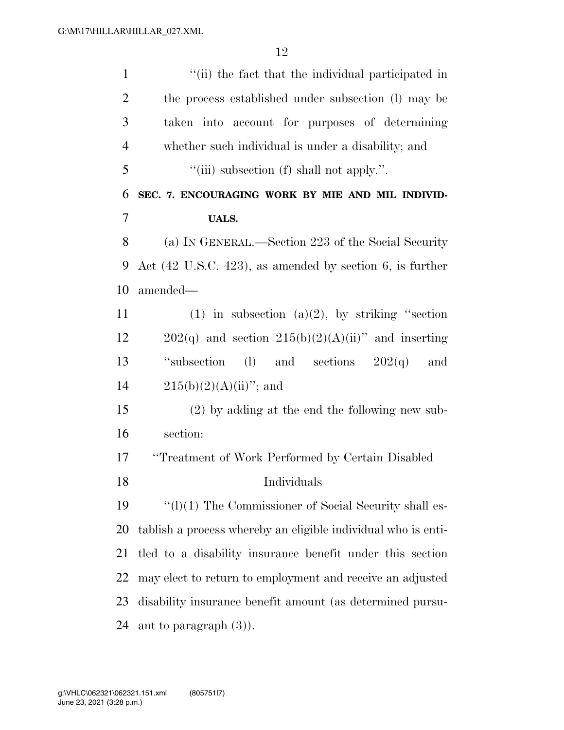''(ii) the fact that the individual participated in the process established under subsection (l) may be taken into account for purposes of determining whether such individual is under a disability; and

''(iii) subsection (f) shall not apply.''.

**SEC. 7. ENCOURAGING WORK BY MIE AND MIL INDIVIDUALS.**

(a) IN GENERAL.—Section 223 of the Social Security Act (42 U.S.C. 423), as amended by section 6, is further amended—

(1) in subsection (a)(2), by striking ''section 202(q) and section 215(b)(2)(A)(ii)'' and inserting ''subsection (l) and sections 202(q) and 215(b)(2)(A)(ii)''; and

(2) by adding at the end the following new subsection:

''Treatment of Work Performed by Certain Disabled Individuals

''(l)(1) The Commissioner of Social Security shall establish a process whereby an eligible individual who is entitled to a disability insurance benefit under this section may elect to return to employment and receive an adjusted disability insurance benefit amount (as determined pursuant to paragraph (3)).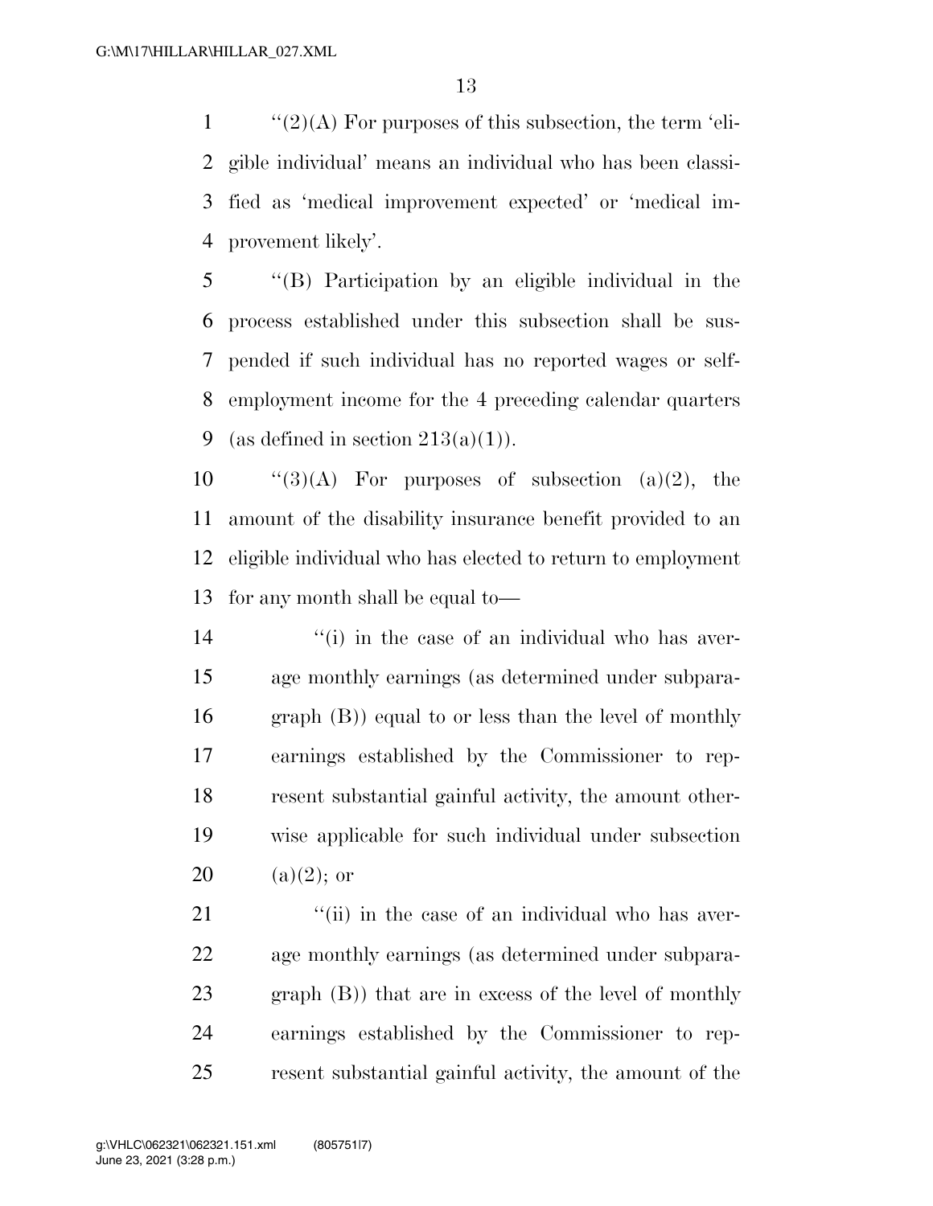"(2)(A) For purposes of this subsection, the term 'eligible individual' means an individual who has been classified as 'medical improvement expected' or 'medical improvement likely'.

"(B) Participation by an eligible individual in the process established under this subsection shall be suspended if such individual has no reported wages or self-employment income for the 4 preceding calendar quarters (as defined in section 213(a)(1)).

"(3)(A) For purposes of subsection (a)(2), the amount of the disability insurance benefit provided to an eligible individual who has elected to return to employment for any month shall be equal to—

"(i) in the case of an individual who has average monthly earnings (as determined under subparagraph (B)) equal to or less than the level of monthly earnings established by the Commissioner to represent substantial gainful activity, the amount otherwise applicable for such individual under subsection (a)(2); or

"(ii) in the case of an individual who has average monthly earnings (as determined under subparagraph (B)) that are in excess of the level of monthly earnings established by the Commissioner to represent substantial gainful activity, the amount of the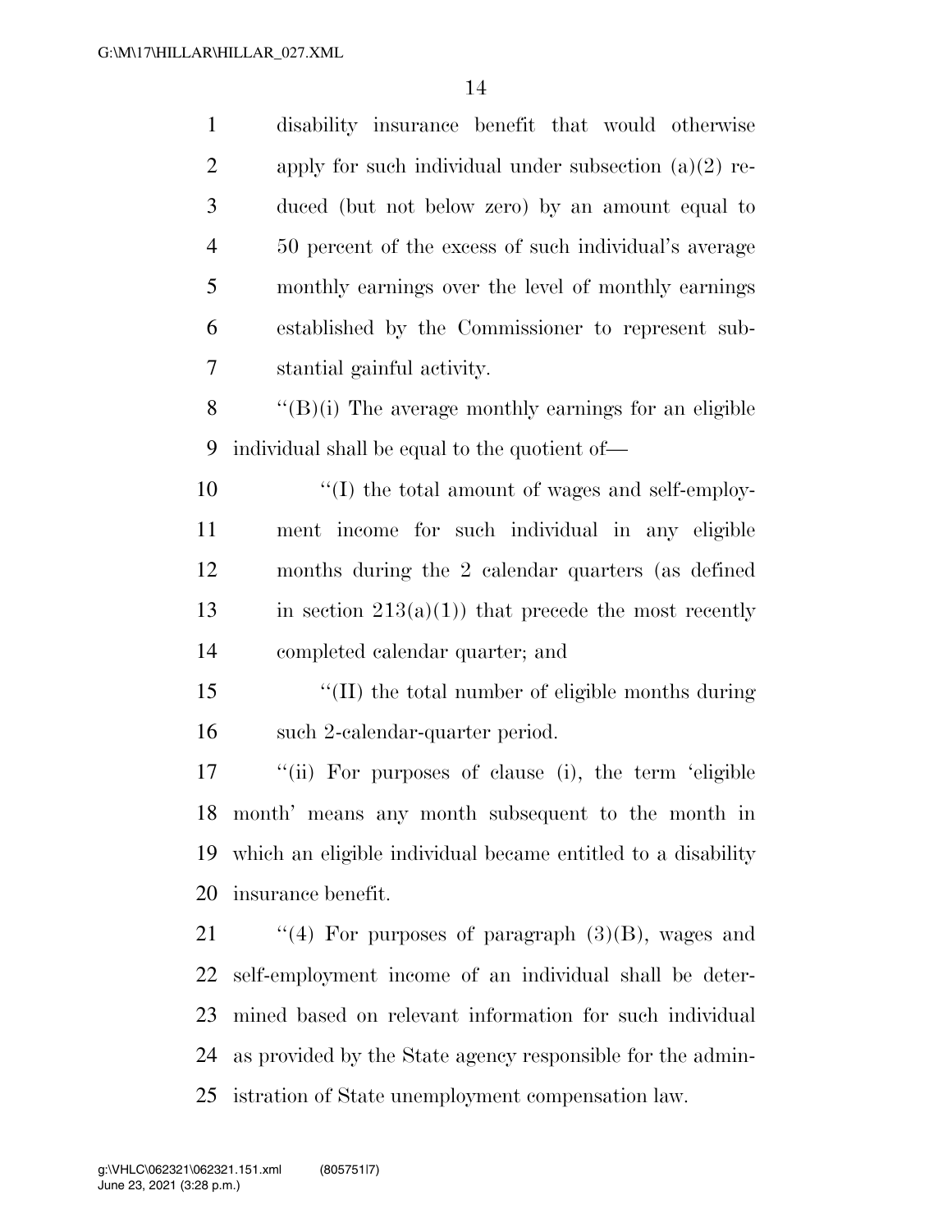disability insurance benefit that would otherwise apply for such individual under subsection (a)(2) reduced (but not below zero) by an amount equal to 50 percent of the excess of such individual's average monthly earnings over the level of monthly earnings established by the Commissioner to represent substantial gainful activity.

''(B)(i) The average monthly earnings for an eligible individual shall be equal to the quotient of—

''(I) the total amount of wages and self-employment income for such individual in any eligible months during the 2 calendar quarters (as defined in section 213(a)(1)) that precede the most recently completed calendar quarter; and

''(II) the total number of eligible months during such 2-calendar-quarter period.

''(ii) For purposes of clause (i), the term 'eligible month' means any month subsequent to the month in which an eligible individual became entitled to a disability insurance benefit.

''(4) For purposes of paragraph (3)(B), wages and self-employment income of an individual shall be determined based on relevant information for such individual as provided by the State agency responsible for the administration of State unemployment compensation law.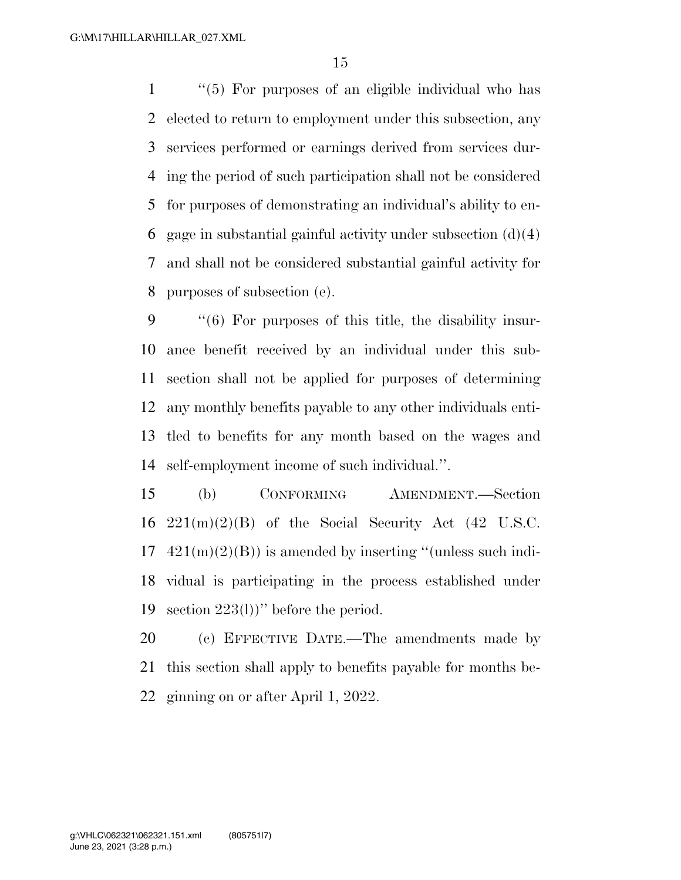''(5) For purposes of an eligible individual who has elected to return to employment under this subsection, any services performed or earnings derived from services during the period of such participation shall not be considered for purposes of demonstrating an individual's ability to engage in substantial gainful activity under subsection (d)(4) and shall not be considered substantial gainful activity for purposes of subsection (e).

''(6) For purposes of this title, the disability insurance benefit received by an individual under this subsection shall not be applied for purposes of determining any monthly benefits payable to any other individuals entitled to benefits for any month based on the wages and self-employment income of such individual.''.

(b) CONFORMING AMENDMENT.—Section 221(m)(2)(B) of the Social Security Act (42 U.S.C. 421(m)(2)(B)) is amended by inserting ''(unless such individual is participating in the process established under section 223(l))'' before the period.

(c) EFFECTIVE DATE.—The amendments made by this section shall apply to benefits payable for months beginning on or after April 1, 2022.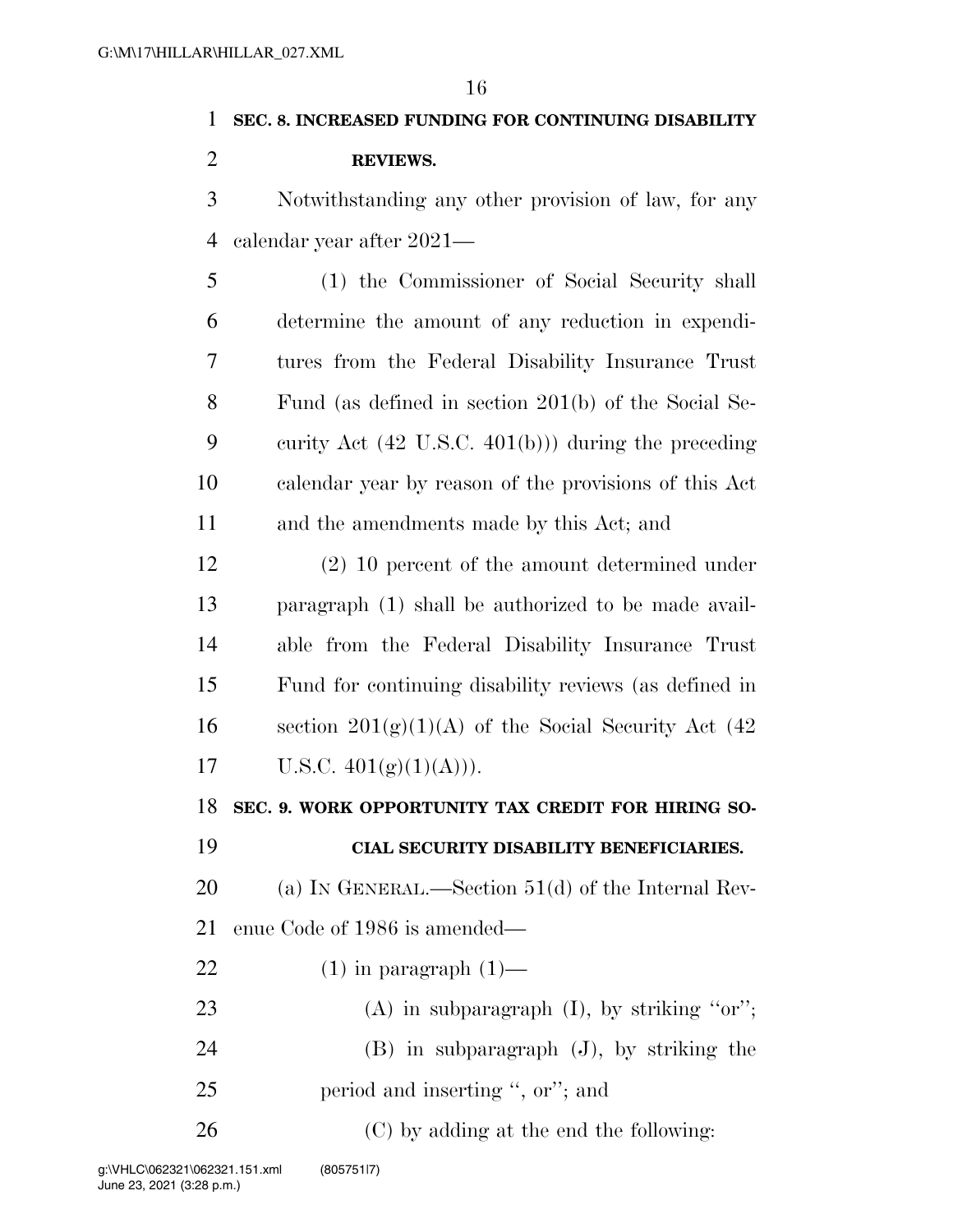**SEC. 8. INCREASED FUNDING FOR CONTINUING DISABILITY REVIEWS.**

Notwithstanding any other provision of law, for any calendar year after 2021—

(1) the Commissioner of Social Security shall determine the amount of any reduction in expenditures from the Federal Disability Insurance Trust Fund (as defined in section 201(b) of the Social Security Act (42 U.S.C. 401(b))) during the preceding calendar year by reason of the provisions of this Act and the amendments made by this Act; and

(2) 10 percent of the amount determined under paragraph (1) shall be authorized to be made available from the Federal Disability Insurance Trust Fund for continuing disability reviews (as defined in section 201(g)(1)(A) of the Social Security Act (42 U.S.C. 401(g)(1)(A))).

**SEC. 9. WORK OPPORTUNITY TAX CREDIT FOR HIRING SOCIAL SECURITY DISABILITY BENEFICIARIES.**

(a) IN GENERAL.—Section 51(d) of the Internal Revenue Code of 1986 is amended—

(1) in paragraph (1)—

(A) in subparagraph (I), by striking ''or'';

(B) in subparagraph (J), by striking the period and inserting '', or''; and

(C) by adding at the end the following: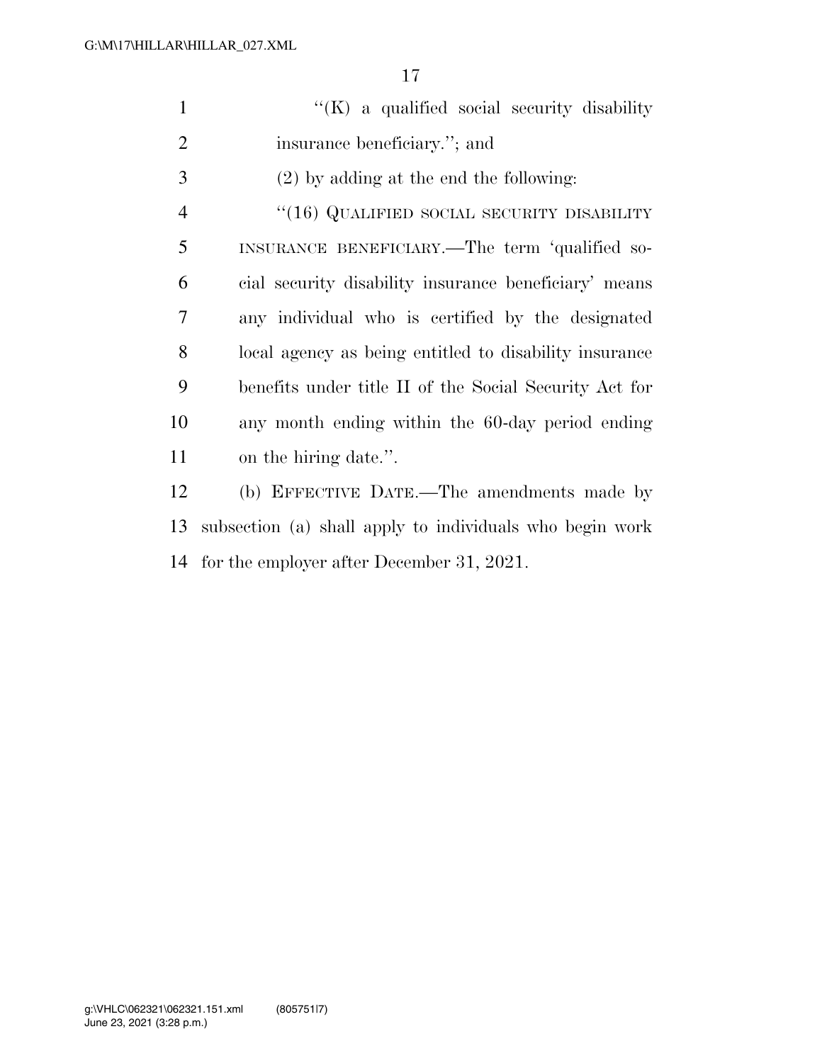"(K) a qualified social security disability insurance beneficiary."; and

(2) by adding at the end the following:

"(16) QUALIFIED SOCIAL SECURITY DISABILITY INSURANCE BENEFICIARY.—The term 'qualified social security disability insurance beneficiary' means any individual who is certified by the designated local agency as being entitled to disability insurance benefits under title II of the Social Security Act for any month ending within the 60-day period ending on the hiring date.".

(b) EFFECTIVE DATE.—The amendments made by subsection (a) shall apply to individuals who begin work for the employer after December 31, 2021.